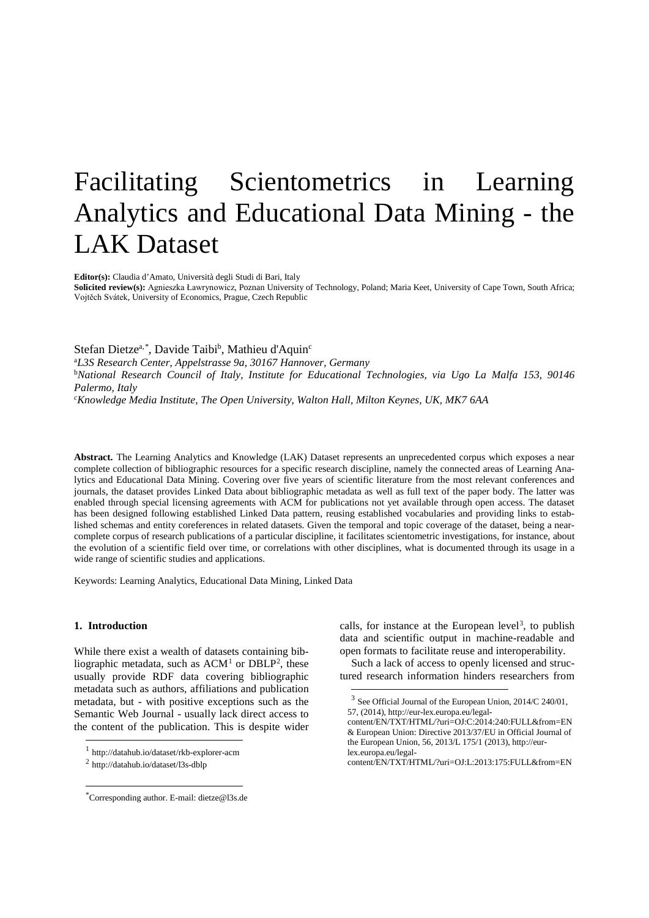# Facilitating Scientometrics in Learning Analytics and Educational Data Mining - the LAK Dataset

**Editor(s):** Claudia d'Amato, Università degli Studi di Bari, Italy
**Solicited review(s):** Agnieszka Ławrynowicz, Poznan University of Technology, Poland; Maria Keet, University of Cape Town, South Africa; Vojtěch Svátek, University of Economics, Prague, Czech Republic

Stefan Dietze[a,*], Davide Taibi[b], Mathieu d'Aquin[c]

[a] *L3S Research Center, Appelstrasse 9a, 30167 Hannover, Germany*
[b] *National Research Council of Italy, Institute for Educational Technologies, via Ugo La Malfa 153, 90146 Palermo, Italy*
[c] *Knowledge Media Institute, The Open University, Walton Hall, Milton Keynes, UK, MK7 6AA*

**Abstract.** The Learning Analytics and Knowledge (LAK) Dataset represents an unprecedented corpus which exposes a near complete collection of bibliographic resources for a specific research discipline, namely the connected areas of Learning Analytics and Educational Data Mining. Covering over five years of scientific literature from the most relevant conferences and journals, the dataset provides Linked Data about bibliographic metadata as well as full text of the paper body. The latter was enabled through special licensing agreements with ACM for publications not yet available through open access. The dataset has been designed following established Linked Data pattern, reusing established vocabularies and providing links to established schemas and entity coreferences in related datasets. Given the temporal and topic coverage of the dataset, being a near-complete corpus of research publications of a particular discipline, it facilitates scientometric investigations, for instance, about the evolution of a scientific field over time, or correlations with other disciplines, what is documented through its usage in a wide range of scientific studies and applications.

Keywords: Learning Analytics, Educational Data Mining, Linked Data

## 1. Introduction

While there exist a wealth of datasets containing bibliographic metadata, such as ACM[1] or DBLP[2], these usually provide RDF data covering bibliographic metadata such as authors, affiliations and publication metadata, but - with positive exceptions such as the Semantic Web Journal - usually lack direct access to the content of the publication. This is despite wider calls, for instance at the European level[3], to publish data and scientific output in machine-readable and open formats to facilitate reuse and interoperability.

Such a lack of access to openly licensed and structured research information hinders researchers from

---

[1] http://datahub.io/dataset/rkb-explorer-acm

[2] http://datahub.io/dataset/l3s-dblp

[3] See Official Journal of the European Union, 2014/C 240/01, 57, (2014), http://eur-lex.europa.eu/legal-content/EN/TXT/HTML/?uri=OJ:C:2014:240:FULL&from=EN & European Union: Directive 2013/37/EU in Official Journal of the European Union, 56, 2013/L 175/1 (2013), http://eur-lex.europa.eu/legal-content/EN/TXT/HTML/?uri=OJ:L:2013:175:FULL&from=EN

*Corresponding author. E-mail: dietze@l3s.de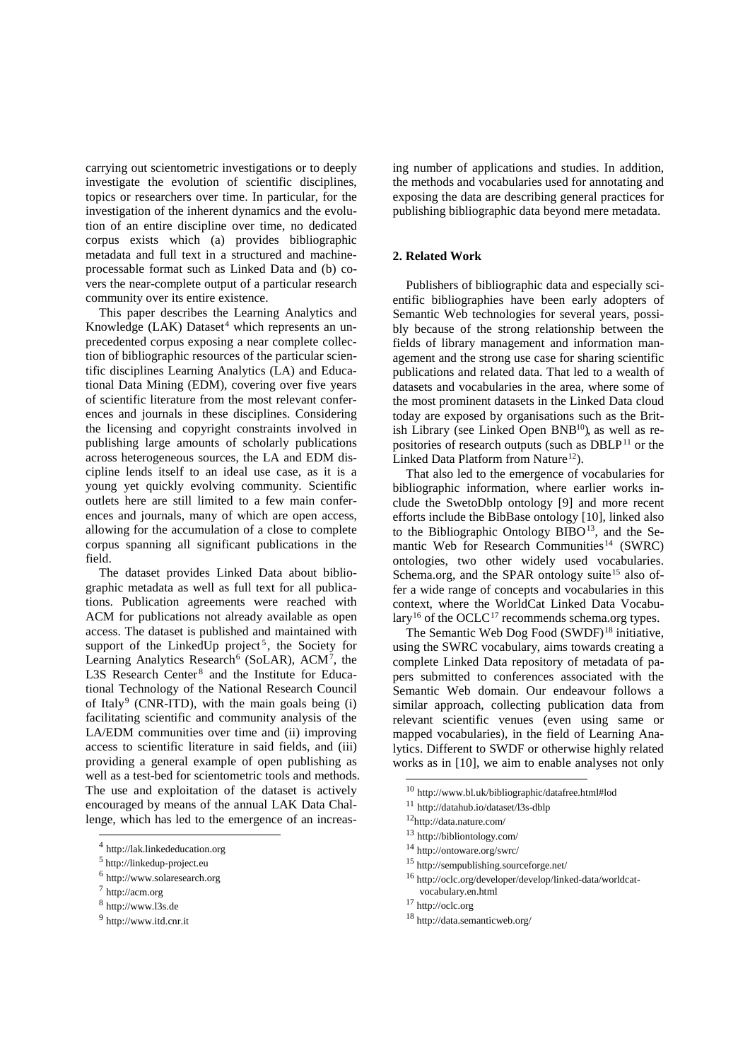carrying out scientometric investigations or to deeply investigate the evolution of scientific disciplines, topics or researchers over time. In particular, for the investigation of the inherent dynamics and the evolution of an entire discipline over time, no dedicated corpus exists which (a) provides bibliographic metadata and full text in a structured and machine-processable format such as Linked Data and (b) covers the near-complete output of a particular research community over its entire existence.

This paper describes the Learning Analytics and Knowledge (LAK) Dataset[4] which represents an unprecedented corpus exposing a near complete collection of bibliographic resources of the particular scientific disciplines Learning Analytics (LA) and Educational Data Mining (EDM), covering over five years of scientific literature from the most relevant conferences and journals in these disciplines. Considering the licensing and copyright constraints involved in publishing large amounts of scholarly publications across heterogeneous sources, the LA and EDM discipline lends itself to an ideal use case, as it is a young yet quickly evolving community. Scientific outlets here are still limited to a few main conferences and journals, many of which are open access, allowing for the accumulation of a close to complete corpus spanning all significant publications in the field.

The dataset provides Linked Data about bibliographic metadata as well as full text for all publications. Publication agreements were reached with ACM for publications not already available as open access. The dataset is published and maintained with support of the LinkedUp project[5], the Society for Learning Analytics Research[6] (SoLAR), ACM[7], the L3S Research Center[8] and the Institute for Educational Technology of the National Research Council of Italy[9] (CNR-ITD), with the main goals being (i) facilitating scientific and community analysis of the LA/EDM communities over time and (ii) improving access to scientific literature in said fields, and (iii) providing a general example of open publishing as well as a test-bed for scientometric tools and methods. The use and exploitation of the dataset is actively encouraged by means of the annual LAK Data Challenge, which has led to the emergence of an increasing number of applications and studies. In addition, the methods and vocabularies used for annotating and exposing the data are describing general practices for publishing bibliographic data beyond mere metadata.

## 2. Related Work

Publishers of bibliographic data and especially scientific bibliographies have been early adopters of Semantic Web technologies for several years, possibly because of the strong relationship between the fields of library management and information management and the strong use case for sharing scientific publications and related data. That led to a wealth of datasets and vocabularies in the area, where some of the most prominent datasets in the Linked Data cloud today are exposed by organisations such as the British Library (see Linked Open BNB[10]), as well as repositories of research outputs (such as DBLP[11] or the Linked Data Platform from Nature[12]).

That also led to the emergence of vocabularies for bibliographic information, where earlier works include the SwetoDblp ontology [9] and more recent efforts include the BibBase ontology [10], linked also to the Bibliographic Ontology BIBO[13], and the Semantic Web for Research Communities[14] (SWRC) ontologies, two other widely used vocabularies. Schema.org, and the SPAR ontology suite[15] also offer a wide range of concepts and vocabularies in this context, where the WorldCat Linked Data Vocabulary[16] of the OCLC[17] recommends schema.org types.

The Semantic Web Dog Food (SWDF)[18] initiative, using the SWRC vocabulary, aims towards creating a complete Linked Data repository of metadata of papers submitted to conferences associated with the Semantic Web domain. Our endeavour follows a similar approach, collecting publication data from relevant scientific venues (even using same or mapped vocabularies), in the field of Learning Analytics. Different to SWDF or otherwise highly related works as in [10], we aim to enable analyses not only

---

[4] http://lak.linkededucation.org

[5] http://linkedup-project.eu

[6] http://www.solaresearch.org

[7] http://acm.org

[8] http://www.l3s.de

[9] http://www.itd.cnr.it

[10] http://www.bl.uk/bibliographic/datafree.html#lod

[11] http://datahub.io/dataset/l3s-dblp

[12] http://data.nature.com/

[13] http://bibliontology.com/

[14] http://ontoware.org/swrc/

[15] http://sempublishing.sourceforge.net/

[16] http://oclc.org/developer/develop/linked-data/worldcat-vocabulary.en.html

[17] http://oclc.org

[18] http://data.semanticweb.org/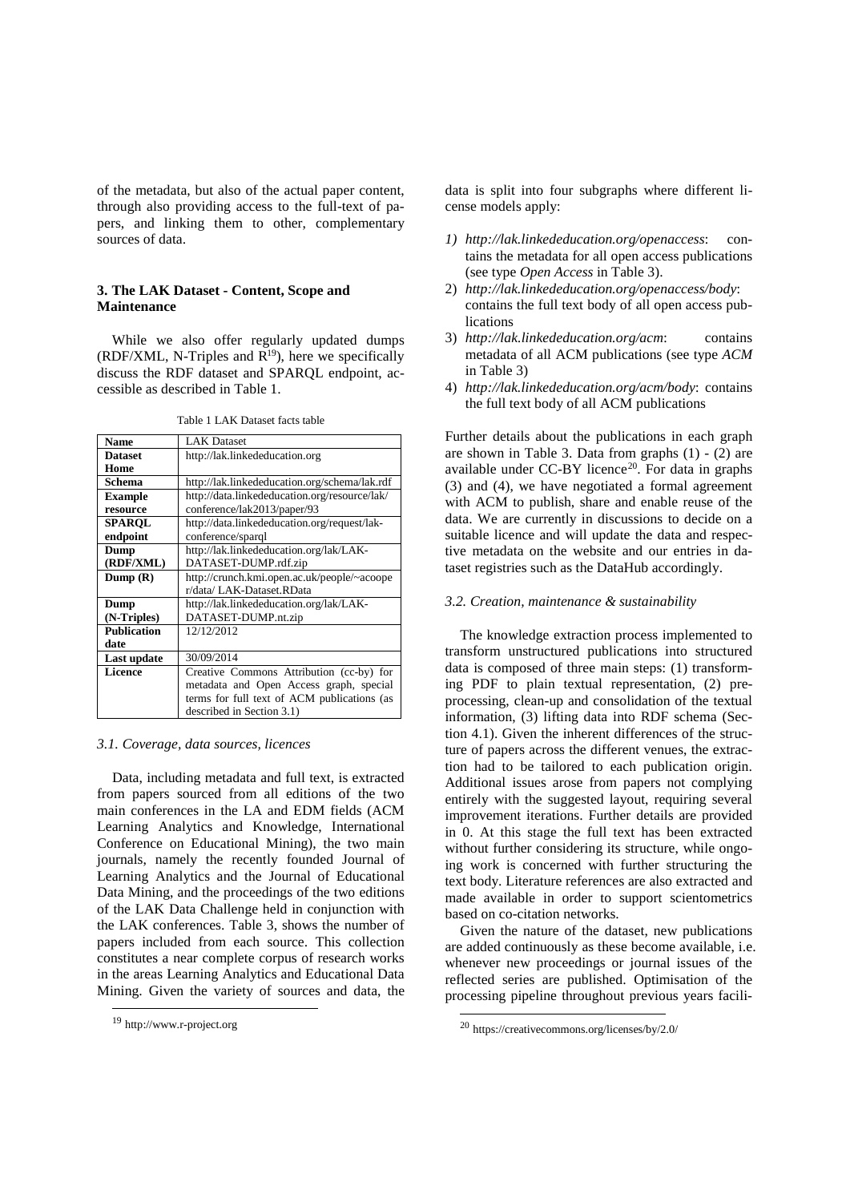of the metadata, but also of the actual paper content, through also providing access to the full-text of papers, and linking them to other, complementary sources of data.

## 3. The LAK Dataset - Content, Scope and Maintenance

While we also offer regularly updated dumps (RDF/XML, N-Triples and R[19]), here we specifically discuss the RDF dataset and SPARQL endpoint, accessible as described in Table 1.

Table 1 LAK Dataset facts table

| **Name** | LAK Dataset |
|---|---|
| **Dataset Home** | http://lak.linkededucation.org |
| **Schema** | http://lak.linkededucation.org/schema/lak.rdf |
| **Example resource** | http://data.linkededucation.org/resource/lak/conference/lak2013/paper/93 |
| **SPARQL endpoint** | http://data.linkededucation.org/request/lak-conference/sparql |
| **Dump (RDF/XML)** | http://lak.linkededucation.org/lak/LAK-DATASET-DUMP.rdf.zip |
| **Dump (R)** | http://crunch.kmi.open.ac.uk/people/~acooper/data/ LAK-Dataset.RData |
| **Dump (N-Triples)** | http://lak.linkededucation.org/lak/LAK-DATASET-DUMP.nt.zip |
| **Publication date** | 12/12/2012 |
| **Last update** | 30/09/2014 |
| **Licence** | Creative Commons Attribution (cc-by) for metadata and Open Access graph, special terms for full text of ACM publications (as described in Section 3.1) |

### 3.1. Coverage, data sources, licences

Data, including metadata and full text, is extracted from papers sourced from all editions of the two main conferences in the LA and EDM fields (ACM Learning Analytics and Knowledge, International Conference on Educational Mining), the two main journals, namely the recently founded Journal of Learning Analytics and the Journal of Educational Data Mining, and the proceedings of the two editions of the LAK Data Challenge held in conjunction with the LAK conferences. Table 3, shows the number of papers included from each source. This collection constitutes a near complete corpus of research works in the areas Learning Analytics and Educational Data Mining. Given the variety of sources and data, the data is split into four subgraphs where different license models apply:

1) *http://lak.linkededucation.org/openaccess*: contains the metadata for all open access publications (see type *Open Access* in Table 3).
2) *http://lak.linkededucation.org/openaccess/body*: contains the full text body of all open access publications
3) *http://lak.linkededucation.org/acm*: contains metadata of all ACM publications (see type *ACM* in Table 3)
4) *http://lak.linkededucation.org/acm/body*: contains the full text body of all ACM publications

Further details about the publications in each graph are shown in Table 3. Data from graphs (1) - (2) are available under CC-BY licence[20]. For data in graphs (3) and (4), we have negotiated a formal agreement with ACM to publish, share and enable reuse of the data. We are currently in discussions to decide on a suitable licence and will update the data and respective metadata on the website and our entries in dataset registries such as the DataHub accordingly.

### 3.2. Creation, maintenance & sustainability

The knowledge extraction process implemented to transform unstructured publications into structured data is composed of three main steps: (1) transforming PDF to plain textual representation, (2) preprocessing, clean-up and consolidation of the textual information, (3) lifting data into RDF schema (Section 4.1). Given the inherent differences of the structure of papers across the different venues, the extraction had to be tailored to each publication origin. Additional issues arose from papers not complying entirely with the suggested layout, requiring several improvement iterations. Further details are provided in 0. At this stage the full text has been extracted without further considering its structure, while ongoing work is concerned with further structuring the text body. Literature references are also extracted and made available in order to support scientometrics based on co-citation networks.

Given the nature of the dataset, new publications are added continuously as these become available, i.e. whenever new proceedings or journal issues of the reflected series are published. Optimisation of the processing pipeline throughout previous years facili-

[19] http://www.r-project.org

[20] https://creativecommons.org/licenses/by/2.0/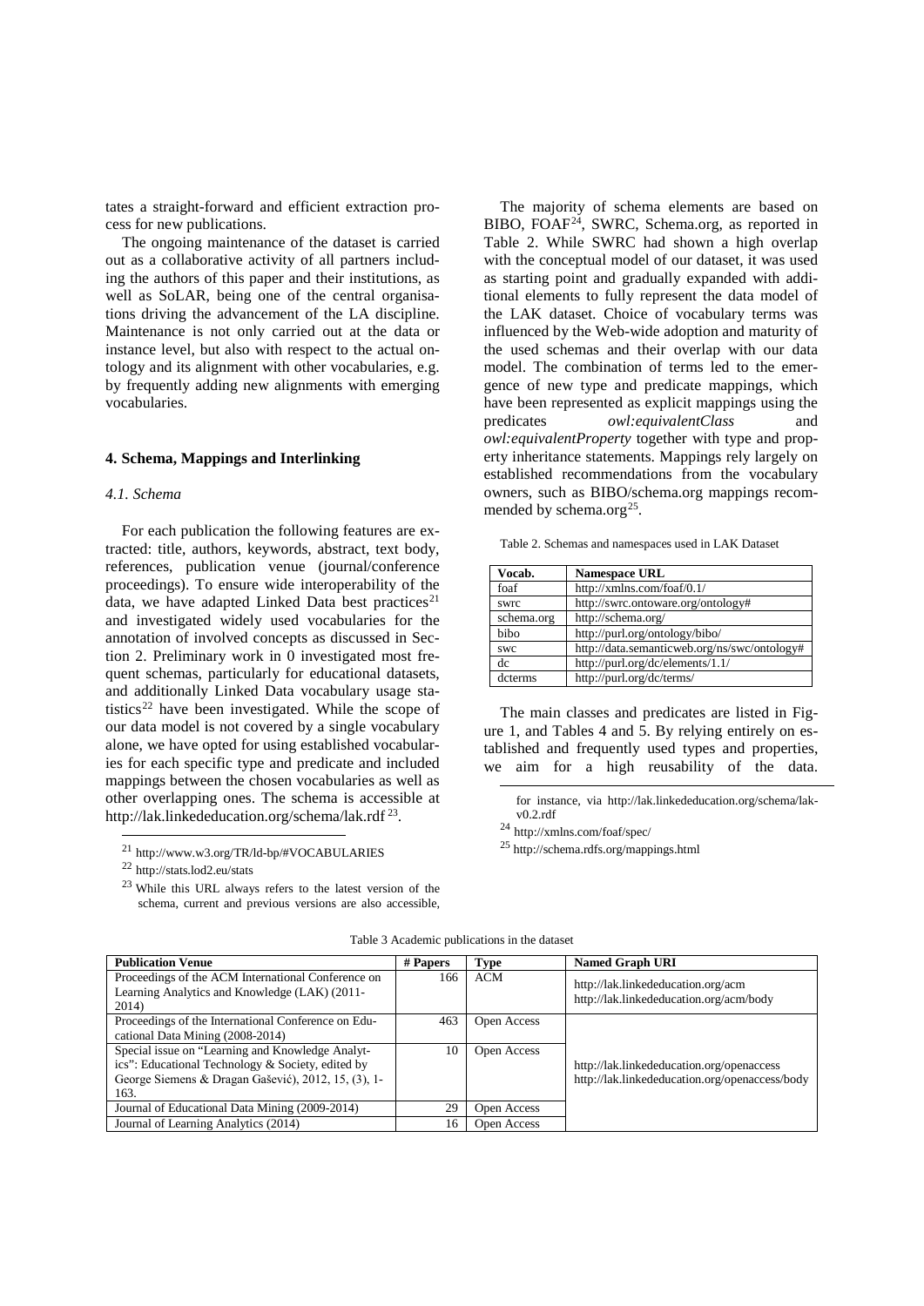tates a straight-forward and efficient extraction process for new publications.

The ongoing maintenance of the dataset is carried out as a collaborative activity of all partners including the authors of this paper and their institutions, as well as SoLAR, being one of the central organisations driving the advancement of the LA discipline. Maintenance is not only carried out at the data or instance level, but also with respect to the actual ontology and its alignment with other vocabularies, e.g. by frequently adding new alignments with emerging vocabularies.

## 4. Schema, Mappings and Interlinking

### *4.1. Schema*

For each publication the following features are extracted: title, authors, keywords, abstract, text body, references, publication venue (journal/conference proceedings). To ensure wide interoperability of the data, we have adapted Linked Data best practices[21] and investigated widely used vocabularies for the annotation of involved concepts as discussed in Section 2. Preliminary work in 0 investigated most frequent schemas, particularly for educational datasets, and additionally Linked Data vocabulary usage statistics[22] have been investigated. While the scope of our data model is not covered by a single vocabulary alone, we have opted for using established vocabularies for each specific type and predicate and included mappings between the chosen vocabularies as well as other overlapping ones. The schema is accessible at http://lak.linkededucation.org/schema/lak.rdf [23].

The majority of schema elements are based on BIBO, FOAF[24], SWRC, Schema.org, as reported in Table 2. While SWRC had shown a high overlap with the conceptual model of our dataset, it was used as starting point and gradually expanded with additional elements to fully represent the data model of the LAK dataset. Choice of vocabulary terms was influenced by the Web-wide adoption and maturity of the used schemas and their overlap with our data model. The combination of terms led to the emergence of new type and predicate mappings, which have been represented as explicit mappings using the predicates *owl:equivalentClass* and *owl:equivalentProperty* together with type and property inheritance statements. Mappings rely largely on established recommendations from the vocabulary owners, such as BIBO/schema.org mappings recommended by schema.org[25].

Table 2. Schemas and namespaces used in LAK Dataset

| Vocab. | Namespace URL |
|---|---|
| foaf | http://xmlns.com/foaf/0.1/ |
| swrc | http://swrc.ontoware.org/ontology# |
| schema.org | http://schema.org/ |
| bibo | http://purl.org/ontology/bibo/ |
| swc | http://data.semanticweb.org/ns/swc/ontology# |
| dc | http://purl.org/dc/elements/1.1/ |
| dcterms | http://purl.org/dc/terms/ |

The main classes and predicates are listed in Figure 1, and Tables 4 and 5. By relying entirely on established and frequently used types and properties, we aim for a high reusability of the data.

[21] http://www.w3.org/TR/ld-bp/#VOCABULARIES

[22] http://stats.lod2.eu/stats

[23] While this URL always refers to the latest version of the schema, current and previous versions are also accessible, for instance, via http://lak.linkededucation.org/schema/lak-v0.2.rdf

[24] http://xmlns.com/foaf/spec/

[25] http://schema.rdfs.org/mappings.html

Table 3 Academic publications in the dataset

| Publication Venue | # Papers | Type | Named Graph URI |
|---|---|---|---|
| Proceedings of the ACM International Conference on Learning Analytics and Knowledge (LAK) (2011-2014) | 166 | ACM | http://lak.linkededucation.org/acm http://lak.linkededucation.org/acm/body |
| Proceedings of the International Conference on Educational Data Mining (2008-2014) | 463 | Open Access | http://lak.linkededucation.org/openaccess http://lak.linkededucation.org/openaccess/body |
| Special issue on "Learning and Knowledge Analytics": Educational Technology & Society, edited by George Siemens & Dragan Gašević), 2012, 15, (3), 1-163. | 10 | Open Access | |
| Journal of Educational Data Mining (2009-2014) | 29 | Open Access | |
| Journal of Learning Analytics (2014) | 16 | Open Access | |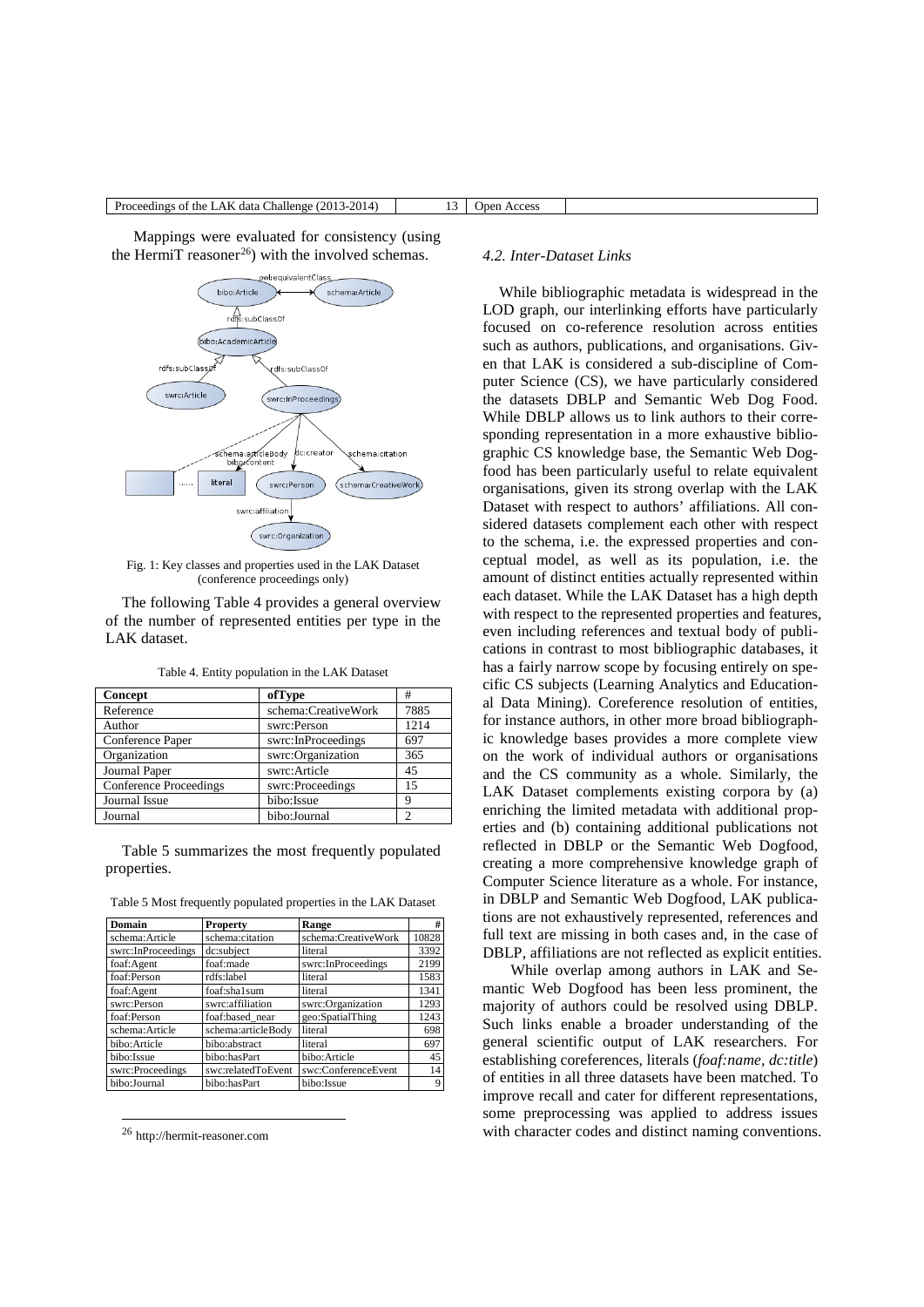Mappings were evaluated for consistency (using the HermiT reasoner[26]) with the involved schemas.

owl:equivalentClass
bibo:Article
schema:Article
rdfs:subClassOf
bibo:AcademicArticle
rdfs:subClassOf
rdfs:subClassOf
swrc:Article
swrc:InProceedings
schema:articleBody
bibo:content
dc:creator
schema:citation
......
literal
swrc:Person
schema:CreativeWork
swrc:affiliation
swrc:Organization

Fig. 1: Key classes and properties used in the LAK Dataset (conference proceedings only)

The following Table 4 provides a general overview of the number of represented entities per type in the LAK dataset.

Table 4. Entity population in the LAK Dataset

| Concept | ofType | # |
|---|---|---|
| Reference | schema:CreativeWork | 7885 |
| Author | swrc:Person | 1214 |
| Conference Paper | swrc:InProceedings | 697 |
| Organization | swrc:Organization | 365 |
| Journal Paper | swrc:Article | 45 |
| Conference Proceedings | swrc:Proceedings | 15 |
| Journal Issue | bibo:Issue | 9 |
| Journal | bibo:Journal | 2 |

Table 5 summarizes the most frequently populated properties.

Table 5 Most frequently populated properties in the LAK Dataset

| Domain | Property | Range | # |
|---|---|---|---|
| schema:Article | schema:citation | schema:CreativeWork | 10828 |
| swrc:InProceedings | dc:subject | literal | 3392 |
| foaf:Agent | foaf:made | swrc:InProceedings | 2199 |
| foaf:Person | rdfs:label | literal | 1583 |
| foaf:Agent | foaf:sha1sum | literal | 1341 |
| swrc:Person | swrc:affiliation | swrc:Organization | 1293 |
| foaf:Person | foaf:based_near | geo:SpatialThing | 1243 |
| schema:Article | schema:articleBody | literal | 698 |
| bibo:Article | bibo:abstract | literal | 697 |
| bibo:Issue | bibo:hasPart | bibo:Article | 45 |
| swrc:Proceedings | swc:relatedToEvent | swc:ConferenceEvent | 14 |
| bibo:Journal | bibo:hasPart | bibo:Issue | 9 |

[26] http://hermit-reasoner.com

### *4.2. Inter-Dataset Links*

While bibliographic metadata is widespread in the LOD graph, our interlinking efforts have particularly focused on co-reference resolution across entities such as authors, publications, and organisations. Given that LAK is considered a sub-discipline of Computer Science (CS), we have particularly considered the datasets DBLP and Semantic Web Dog Food. While DBLP allows us to link authors to their corresponding representation in a more exhaustive bibliographic CS knowledge base, the Semantic Web Dogfood has been particularly useful to relate equivalent organisations, given its strong overlap with the LAK Dataset with respect to authors' affiliations. All considered datasets complement each other with respect to the schema, i.e. the expressed properties and conceptual model, as well as its population, i.e. the amount of distinct entities actually represented within each dataset. While the LAK Dataset has a high depth with respect to the represented properties and features, even including references and textual body of publications in contrast to most bibliographic databases, it has a fairly narrow scope by focusing entirely on specific CS subjects (Learning Analytics and Educational Data Mining). Coreference resolution of entities, for instance authors, in other more broad bibliographic knowledge bases provides a more complete view on the work of individual authors or organisations and the CS community as a whole. Similarly, the LAK Dataset complements existing corpora by (a) enriching the limited metadata with additional properties and (b) containing additional publications not reflected in DBLP or the Semantic Web Dogfood, creating a more comprehensive knowledge graph of Computer Science literature as a whole. For instance, in DBLP and Semantic Web Dogfood, LAK publications are not exhaustively represented, references and full text are missing in both cases and, in the case of DBLP, affiliations are not reflected as explicit entities.

While overlap among authors in LAK and Semantic Web Dogfood has been less prominent, the majority of authors could be resolved using DBLP. Such links enable a broader understanding of the general scientific output of LAK researchers. For establishing coreferences, literals (*foaf:name, dc:title*) of entities in all three datasets have been matched. To improve recall and cater for different representations, some preprocessing was applied to address issues with character codes and distinct naming conventions.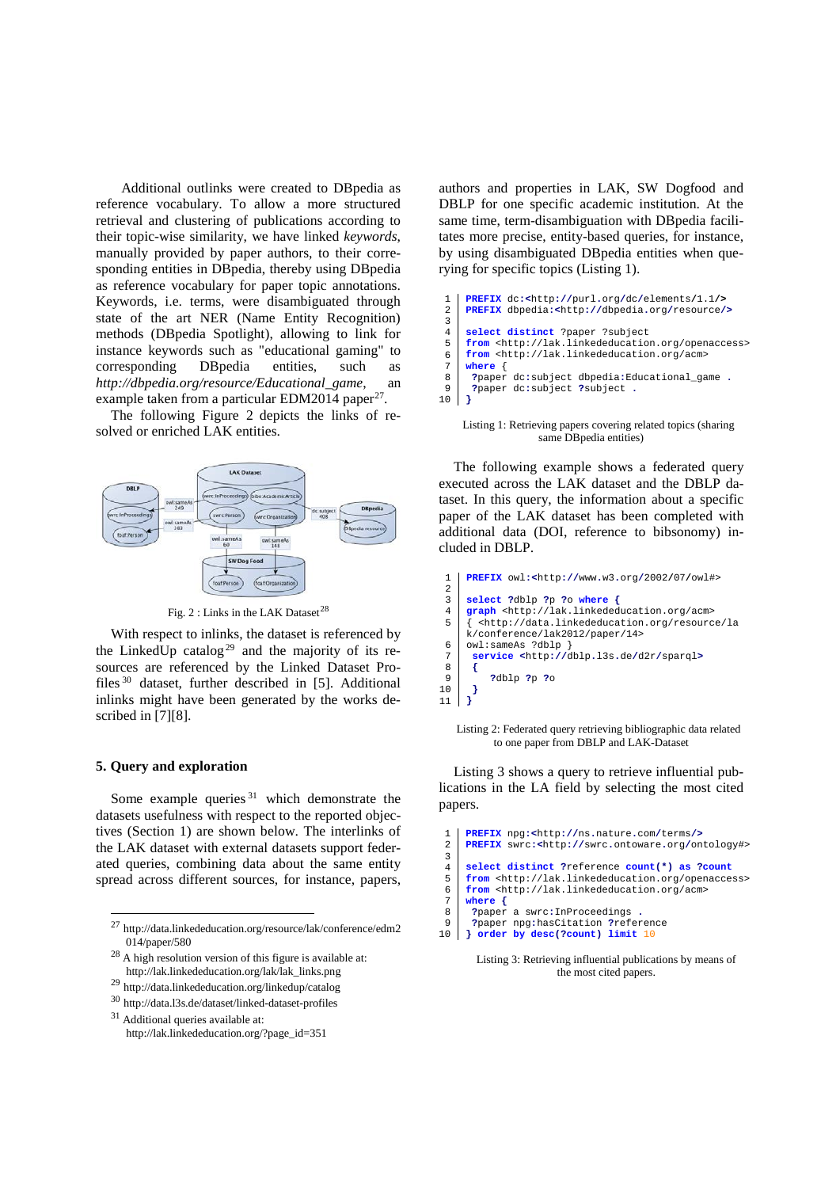Additional outlinks were created to DBpedia as reference vocabulary. To allow a more structured retrieval and clustering of publications according to their topic-wise similarity, we have linked *keywords*, manually provided by paper authors, to their corresponding entities in DBpedia, thereby using DBpedia as reference vocabulary for paper topic annotations. Keywords, i.e. terms, were disambiguated through state of the art NER (Name Entity Recognition) methods (DBpedia Spotlight), allowing to link for instance keywords such as "educational gaming" to corresponding DBpedia entities, such as *http://dbpedia.org/resource/Educational_game*, an example taken from a particular EDM2014 paper[27].

The following Figure 2 depicts the links of resolved or enriched LAK entities.

Fig. 2 : Links in the LAK Dataset[28]

With respect to inlinks, the dataset is referenced by the LinkedUp catalog[29] and the majority of its resources are referenced by the Linked Dataset Profiles[30] dataset, further described in [5]. Additional inlinks might have been generated by the works described in [7][8].

## 5. Query and exploration

Some example queries[31] which demonstrate the datasets usefulness with respect to the reported objectives (Section 1) are shown below. The interlinks of the LAK dataset with external datasets support federated queries, combining data about the same entity spread across different sources, for instance, papers, authors and properties in LAK, SW Dogfood and DBLP for one specific academic institution. At the same time, term-disambiguation with DBpedia facilitates more precise, entity-based queries, for instance, by using disambiguated DBpedia entities when querying for specific topics (Listing 1).

```
1  PREFIX dc:<http://purl.org/dc/elements/1.1/>
2  PREFIX dbpedia:<http://dbpedia.org/resource/>
3
4  select distinct ?paper ?subject
5  from <http://lak.linkededucation.org/openaccess>
6  from <http://lak.linkededucation.org/acm>
7  where {
8   ?paper dc:subject dbpedia:Educational_game .
9   ?paper dc:subject ?subject .
10 }
```

Listing 1: Retrieving papers covering related topics (sharing same DBpedia entities)

The following example shows a federated query executed across the LAK dataset and the DBLP dataset. In this query, the information about a specific paper of the LAK dataset has been completed with additional data (DOI, reference to bibsonomy) included in DBLP.

```
1  PREFIX owl:<http://www.w3.org/2002/07/owl#>
2
3  select ?dblp ?p ?o where {
4  graph <http://lak.linkededucation.org/acm>
5  { <http://data.linkededucation.org/resource/la
   k/conference/lak2012/paper/14>
6  owl:sameAs ?dblp }
7   service <http://dblp.l3s.de/d2r/sparql>
8   {
9       ?dblp ?p ?o
10  }
11 }
```

Listing 2: Federated query retrieving bibliographic data related to one paper from DBLP and LAK-Dataset

Listing 3 shows a query to retrieve influential publications in the LA field by selecting the most cited papers.

```
1  PREFIX npg:<http://ns.nature.com/terms/>
2  PREFIX swrc:<http://swrc.ontoware.org/ontology#>
3
4  select distinct ?reference count(*) as ?count
5  from <http://lak.linkededucation.org/openaccess>
6  from <http://lak.linkededucation.org/acm>
7  where {
8   ?paper a swrc:InProceedings .
9   ?paper npg:hasCitation ?reference
10 } order by desc(?count) limit 10
```

Listing 3: Retrieving influential publications by means of the most cited papers.

---

[27] http://data.linkededucation.org/resource/lak/conference/edm2014/paper/580

[28] A high resolution version of this figure is available at: http://lak.linkededucation.org/lak/lak_links.png

[29] http://data.l3s.de/dataset/linkedup/catalog

[30] http://data.l3s.de/dataset/linked-dataset-profiles

[31] Additional queries available at: http://lak.linkededucation.org/?page_id=351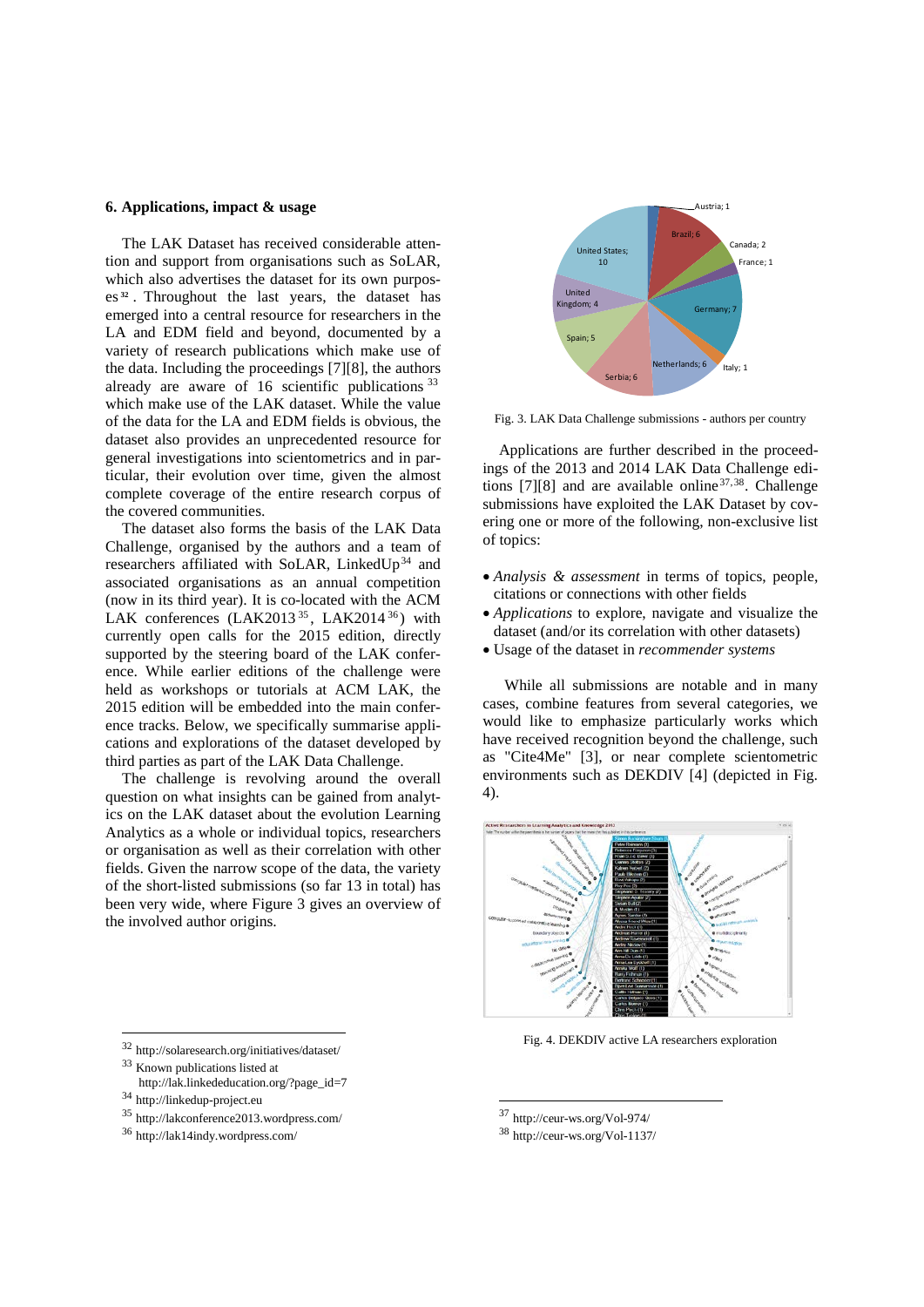### 6. Applications, impact & usage

The LAK Dataset has received considerable attention and support from organisations such as SoLAR, which also advertises the dataset for its own purposes [32]. Throughout the last years, the dataset has emerged into a central resource for researchers in the LA and EDM field and beyond, documented by a variety of research publications which make use of the data. Including the proceedings [7][8], the authors already are aware of 16 scientific publications [33] which make use of the LAK dataset. While the value of the data for the LA and EDM fields is obvious, the dataset also provides an unprecedented resource for general investigations into scientometrics and in particular, their evolution over time, given the almost complete coverage of the entire research corpus of the covered communities.

The dataset also forms the basis of the LAK Data Challenge, organised by the authors and a team of researchers affiliated with SoLAR, LinkedUp [34] and associated organisations as an annual competition (now in its third year). It is co-located with the ACM LAK conferences (LAK2013 [35], LAK2014 [36]) with currently open calls for the 2015 edition, directly supported by the steering board of the LAK conference. While earlier editions of the challenge were held as workshops or tutorials at ACM LAK, the 2015 edition will be embedded into the main conference tracks. Below, we specifically summarise applications and explorations of the dataset developed by third parties as part of the LAK Data Challenge.

The challenge is revolving around the overall question on what insights can be gained from analytics on the LAK dataset about the evolution Learning Analytics as a whole or individual topics, researchers or organisation as well as their correlation with other fields. Given the narrow scope of the data, the variety of the short-listed submissions (so far 13 in total) has been very wide, where Figure 3 gives an overview of the involved author origins.

Fig. 3. LAK Data Challenge submissions - authors per country

Applications are further described in the proceedings of the 2013 and 2014 LAK Data Challenge editions [7][8] and are available online [37,38]. Challenge submissions have exploited the LAK Dataset by covering one or more of the following, non-exclusive list of topics:

- *Analysis & assessment* in terms of topics, people, citations or connections with other fields
- *Applications* to explore, navigate and visualize the dataset (and/or its correlation with other datasets)
- Usage of the dataset in *recommender systems*

While all submissions are notable and in many cases, combine features from several categories, we would like to emphasize particularly works which have received recognition beyond the challenge, such as "Cite4Me" [3], or near complete scientometric environments such as DEKDIV [4] (depicted in Fig. 4).

Fig. 4. DEKDIV active LA researchers exploration

---

[32] http://solaresearch.org/initiatives/dataset/

[33] Known publications listed at http://lak.linkededucation.org/?page_id=7

[34] http://linkedup-project.eu

[35] http://lakconference2013.wordpress.com/

[36] http://lak14indy.wordpress.com/

[37] http://ceur-ws.org/Vol-974/

[38] http://ceur-ws.org/Vol-1137/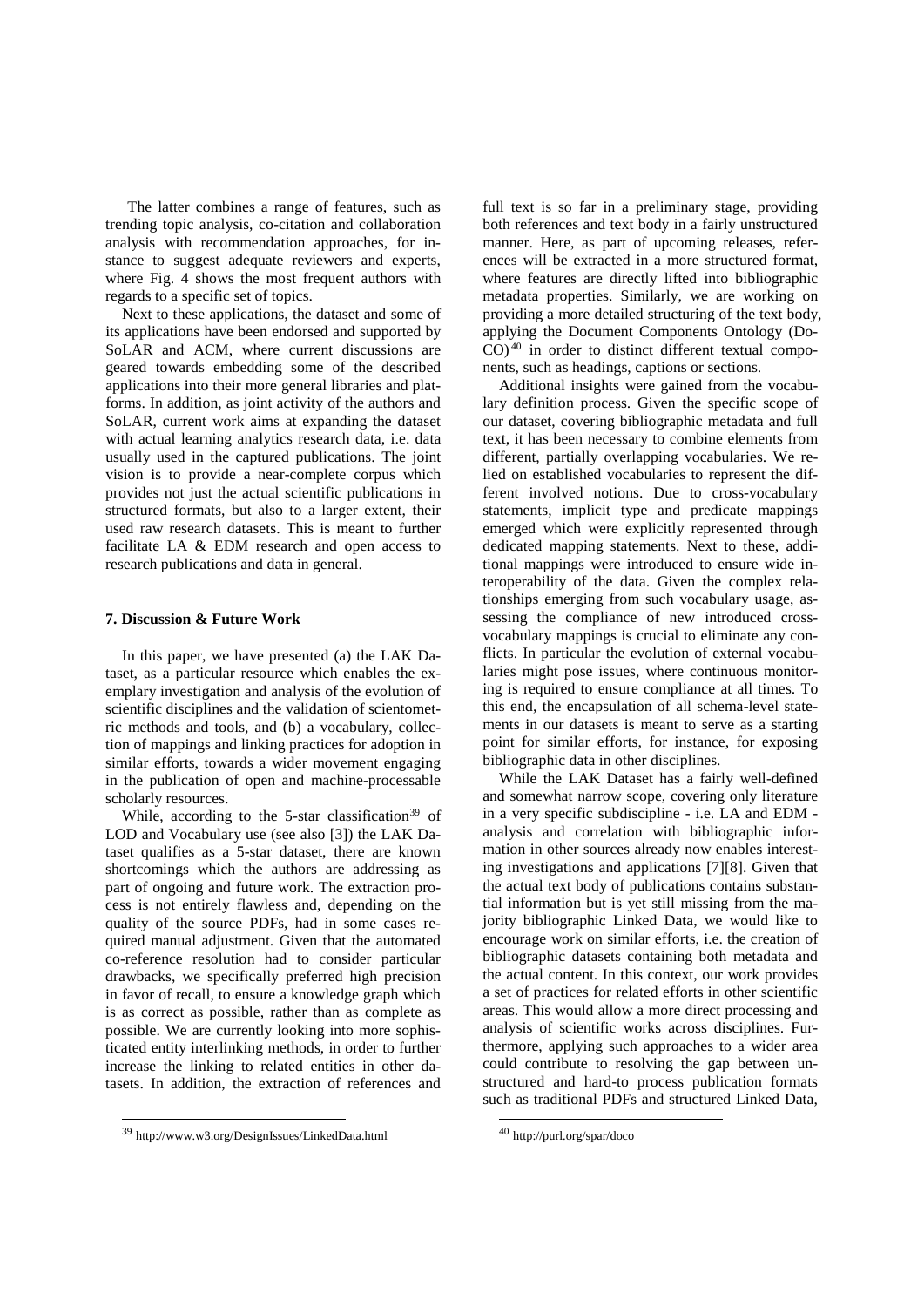The latter combines a range of features, such as trending topic analysis, co-citation and collaboration analysis with recommendation approaches, for instance to suggest adequate reviewers and experts, where Fig. 4 shows the most frequent authors with regards to a specific set of topics.

Next to these applications, the dataset and some of its applications have been endorsed and supported by SoLAR and ACM, where current discussions are geared towards embedding some of the described applications into their more general libraries and platforms. In addition, as joint activity of the authors and SoLAR, current work aims at expanding the dataset with actual learning analytics research data, i.e. data usually used in the captured publications. The joint vision is to provide a near-complete corpus which provides not just the actual scientific publications in structured formats, but also to a larger extent, their used raw research datasets. This is meant to further facilitate LA & EDM research and open access to research publications and data in general.

### 7. Discussion & Future Work

In this paper, we have presented (a) the LAK Dataset, as a particular resource which enables the exemplary investigation and analysis of the evolution of scientific disciplines and the validation of scientometric methods and tools, and (b) a vocabulary, collection of mappings and linking practices for adoption in similar efforts, towards a wider movement engaging in the publication of open and machine-processable scholarly resources.

While, according to the 5-star classification[39] of LOD and Vocabulary use (see also [3]) the LAK Dataset qualifies as a 5-star dataset, there are known shortcomings which the authors are addressing as part of ongoing and future work. The extraction process is not entirely flawless and, depending on the quality of the source PDFs, had in some cases required manual adjustment. Given that the automated co-reference resolution had to consider particular drawbacks, we specifically preferred high precision in favor of recall, to ensure a knowledge graph which is as correct as possible, rather than as complete as possible. We are currently looking into more sophisticated entity interlinking methods, in order to further increase the linking to related entities in other datasets. In addition, the extraction of references and full text is so far in a preliminary stage, providing both references and text body in a fairly unstructured manner. Here, as part of upcoming releases, references will be extracted in a more structured format, where features are directly lifted into bibliographic metadata properties. Similarly, we are working on providing a more detailed structuring of the text body, applying the Document Components Ontology (DoCO)[40] in order to distinct different textual components, such as headings, captions or sections.

Additional insights were gained from the vocabulary definition process. Given the specific scope of our dataset, covering bibliographic metadata and full text, it has been necessary to combine elements from different, partially overlapping vocabularies. We relied on established vocabularies to represent the different involved notions. Due to cross-vocabulary statements, implicit type and predicate mappings emerged which were explicitly represented through dedicated mapping statements. Next to these, additional mappings were introduced to ensure wide interoperability of the data. Given the complex relationships emerging from such vocabulary usage, assessing the compliance of new introduced cross-vocabulary mappings is crucial to eliminate any conflicts. In particular the evolution of external vocabularies might pose issues, where continuous monitoring is required to ensure compliance at all times. To this end, the encapsulation of all schema-level statements in our datasets is meant to serve as a starting point for similar efforts, for instance, for exposing bibliographic data in other disciplines.

While the LAK Dataset has a fairly well-defined and somewhat narrow scope, covering only literature in a very specific subdiscipline - i.e. LA and EDM - analysis and correlation with bibliographic information in other sources already now enables interesting investigations and applications [7][8]. Given that the actual text body of publications contains substantial information but is yet still missing from the majority bibliographic Linked Data, we would like to encourage work on similar efforts, i.e. the creation of bibliographic datasets containing both metadata and the actual content. In this context, our work provides a set of practices for related efforts in other scientific areas. This would allow a more direct processing and analysis of scientific works across disciplines. Furthermore, applying such approaches to a wider area could contribute to resolving the gap between unstructured and hard-to process publication formats such as traditional PDFs and structured Linked Data,

[39] http://www.w3.org/DesignIssues/LinkedData.html

[40] http://purl.org/spar/doco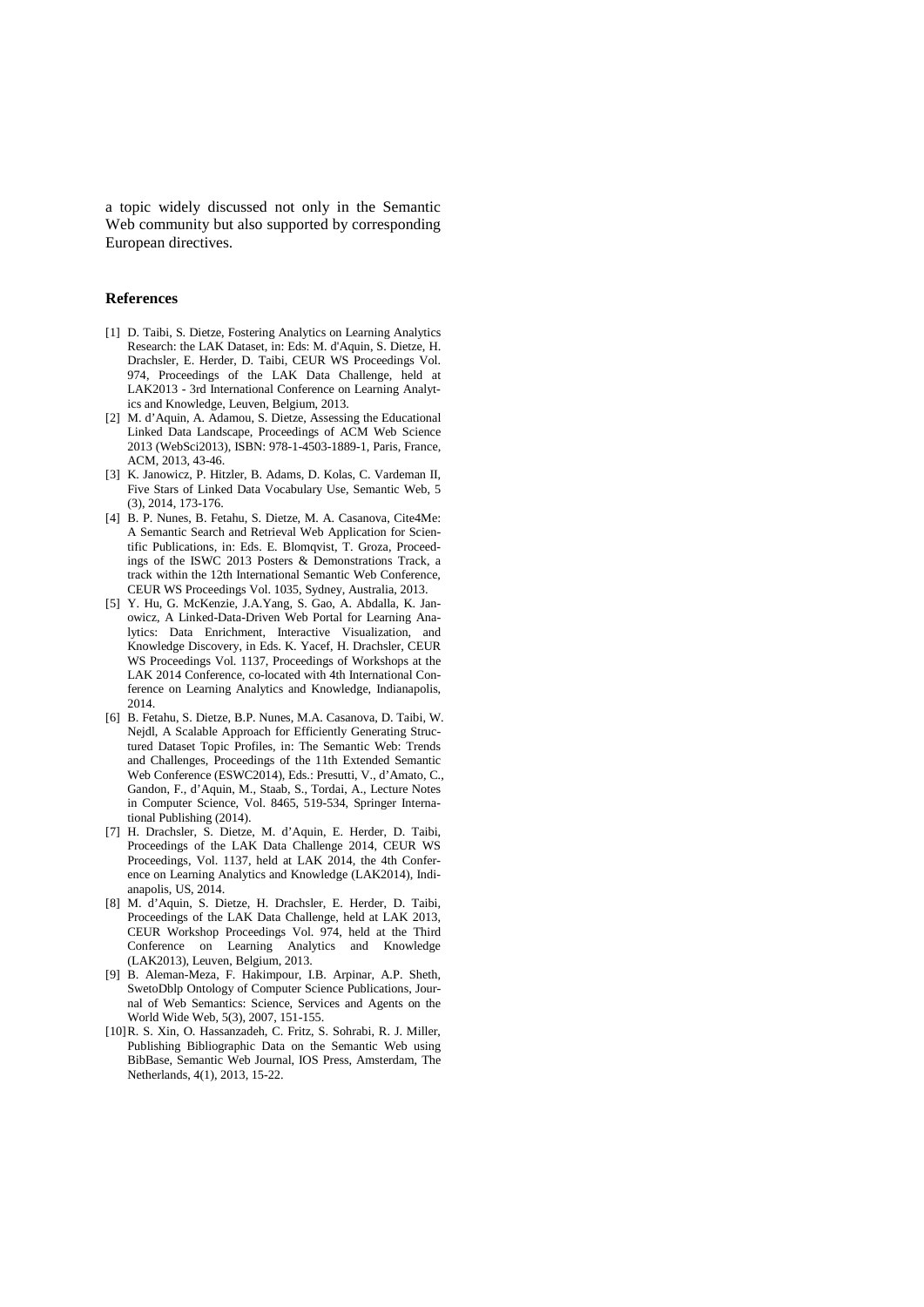a topic widely discussed not only in the Semantic Web community but also supported by corresponding European directives.

## References

[1] D. Taibi, S. Dietze, Fostering Analytics on Learning Analytics Research: the LAK Dataset, in: Eds: M. d'Aquin, S. Dietze, H. Drachsler, E. Herder, D. Taibi, CEUR WS Proceedings Vol. 974, Proceedings of the LAK Data Challenge, held at LAK2013 - 3rd International Conference on Learning Analytics and Knowledge, Leuven, Belgium, 2013.

[2] M. d'Aquin, A. Adamou, S. Dietze, Assessing the Educational Linked Data Landscape, Proceedings of ACM Web Science 2013 (WebSci2013), ISBN: 978-1-4503-1889-1, Paris, France, ACM, 2013, 43-46.

[3] K. Janowicz, P. Hitzler, B. Adams, D. Kolas, C. Vardeman II, Five Stars of Linked Data Vocabulary Use, Semantic Web, 5 (3), 2014, 173-176.

[4] B. P. Nunes, B. Fetahu, S. Dietze, M. A. Casanova, Cite4Me: A Semantic Search and Retrieval Web Application for Scientific Publications, in: Eds. E. Blomqvist, T. Groza, Proceedings of the ISWC 2013 Posters & Demonstrations Track, a track within the 12th International Semantic Web Conference, CEUR WS Proceedings Vol. 1035, Sydney, Australia, 2013.

[5] Y. Hu, G. McKenzie, J.A.Yang, S. Gao, A. Abdalla, K. Janowicz, A Linked-Data-Driven Web Portal for Learning Analytics: Data Enrichment, Interactive Visualization, and Knowledge Discovery, in Eds. K. Yacef, H. Drachsler, CEUR WS Proceedings Vol. 1137, Proceedings of Workshops at the LAK 2014 Conference, co-located with 4th International Conference on Learning Analytics and Knowledge, Indianapolis, 2014.

[6] B. Fetahu, S. Dietze, B.P. Nunes, M.A. Casanova, D. Taibi, W. Nejdl, A Scalable Approach for Efficiently Generating Structured Dataset Topic Profiles, in: The Semantic Web: Trends and Challenges, Proceedings of the 11th Extended Semantic Web Conference (ESWC2014), Eds.: Presutti, V., d'Amato, C., Gandon, F., d'Aquin, M., Staab, S., Tordai, A., Lecture Notes in Computer Science, Vol. 8465, 519-534, Springer International Publishing (2014).

[7] H. Drachsler, S. Dietze, M. d'Aquin, E. Herder, D. Taibi, Proceedings of the LAK Data Challenge 2014, CEUR WS Proceedings, Vol. 1137, held at LAK 2014, the 4th Conference on Learning Analytics and Knowledge (LAK2014), Indianapolis, US, 2014.

[8] M. d'Aquin, S. Dietze, H. Drachsler, E. Herder, D. Taibi, Proceedings of the LAK Data Challenge, held at LAK 2013, CEUR Workshop Proceedings Vol. 974, held at the Third Conference on Learning Analytics and Knowledge (LAK2013), Leuven, Belgium, 2013.

[9] B. Aleman-Meza, F. Hakimpour, I.B. Arpinar, A.P. Sheth, SwetoDblp Ontology of Computer Science Publications, Journal of Web Semantics: Science, Services and Agents on the World Wide Web, 5(3), 2007, 151-155.

[10] R. S. Xin, O. Hassanzadeh, C. Fritz, S. Sohrabi, R. J. Miller, Publishing Bibliographic Data on the Semantic Web using BibBase, Semantic Web Journal, IOS Press, Amsterdam, The Netherlands, 4(1), 2013, 15-22.